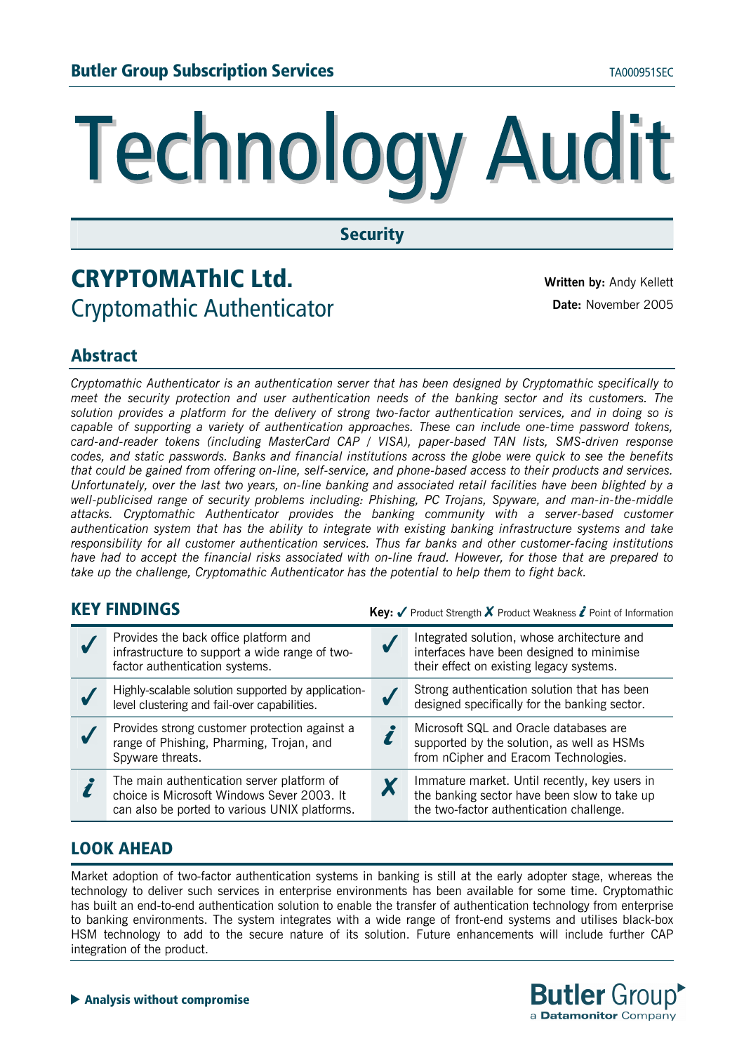**Butler Group Subscription Services** TA000951SEC

# Technology Audit

## Security

# CRYPTOMAThIC Ltd.

## Cryptomathic Authenticator

**Written by:** Andy Kellett
**Date:** November 2005

## Abstract

*Cryptomathic Authenticator is an authentication server that has been designed by Cryptomathic specifically to meet the security protection and user authentication needs of the banking sector and its customers. The solution provides a platform for the delivery of strong two-factor authentication services, and in doing so is capable of supporting a variety of authentication approaches. These can include one-time password tokens, card-and-reader tokens (including MasterCard CAP / VISA), paper-based TAN lists, SMS-driven response codes, and static passwords. Banks and financial institutions across the globe were quick to see the benefits that could be gained from offering on-line, self-service, and phone-based access to their products and services. Unfortunately, over the last two years, on-line banking and associated retail facilities have been blighted by a well-publicised range of security problems including: Phishing, PC Trojans, Spyware, and man-in-the-middle attacks. Cryptomathic Authenticator provides the banking community with a server-based customer authentication system that has the ability to integrate with existing banking infrastructure systems and take responsibility for all customer authentication services. Thus far banks and other customer-facing institutions have had to accept the financial risks associated with on-line fraud. However, for those that are prepared to take up the challenge, Cryptomathic Authenticator has the potential to help them to fight back.*

## KEY FINDINGS

**Key:** ✓ Product Strength ✗ Product Weakness *i* Point of Information

| | | | |
|---|---|---|---|
| ✓ | Provides the back office platform and infrastructure to support a wide range of two-factor authentication systems. | ✓ | Integrated solution, whose architecture and interfaces have been designed to minimise their effect on existing legacy systems. |
| ✓ | Highly-scalable solution supported by application-level clustering and fail-over capabilities. | ✓ | Strong authentication solution that has been designed specifically for the banking sector. |
| ✓ | Provides strong customer protection against a range of Phishing, Pharming, Trojan, and Spyware threats. | *i* | Microsoft SQL and Oracle databases are supported by the solution, as well as HSMs from nCipher and Eracom Technologies. |
| *i* | The main authentication server platform of choice is Microsoft Windows Sever 2003. It can also be ported to various UNIX platforms. | ✗ | Immature market. Until recently, key users in the banking sector have been slow to take up the two-factor authentication challenge. |

## LOOK AHEAD

Market adoption of two-factor authentication systems in banking is still at the early adopter stage, whereas the technology to deliver such services in enterprise environments has been available for some time. Cryptomathic has built an end-to-end authentication solution to enable the transfer of authentication technology from enterprise to banking environments. The system integrates with a wide range of front-end systems and utilises black-box HSM technology to add to the secure nature of its solution. Future enhancements will include further CAP integration of the product.

▶ **Analysis without compromise**

Butler Group
a Datamonitor Company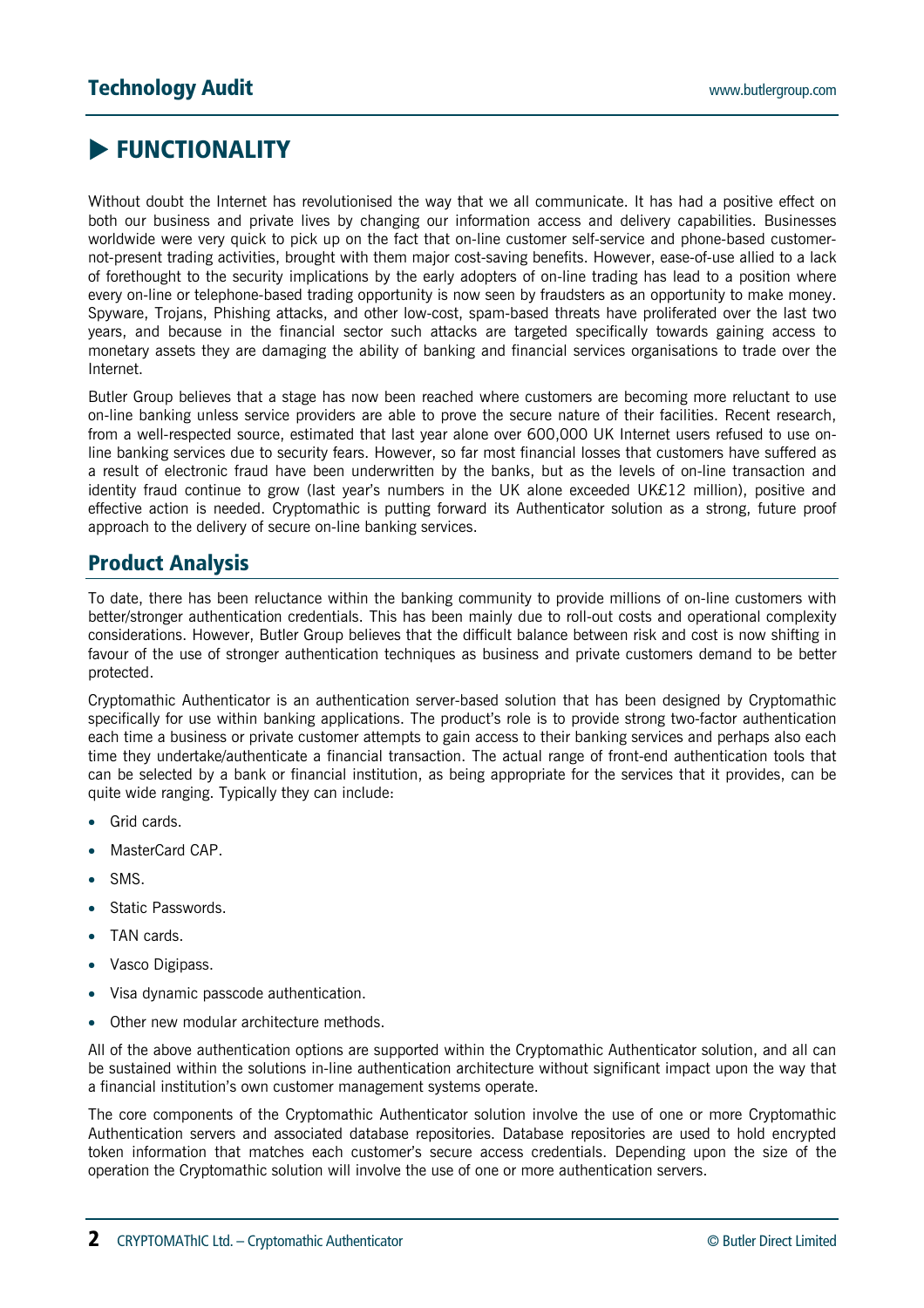# FUNCTIONALITY

Without doubt the Internet has revolutionised the way that we all communicate. It has had a positive effect on both our business and private lives by changing our information access and delivery capabilities. Businesses worldwide were very quick to pick up on the fact that on-line customer self-service and phone-based customer-not-present trading activities, brought with them major cost-saving benefits. However, ease-of-use allied to a lack of forethought to the security implications by the early adopters of on-line trading has lead to a position where every on-line or telephone-based trading opportunity is now seen by fraudsters as an opportunity to make money. Spyware, Trojans, Phishing attacks, and other low-cost, spam-based threats have proliferated over the last two years, and because in the financial sector such attacks are targeted specifically towards gaining access to monetary assets they are damaging the ability of banking and financial services organisations to trade over the Internet.

Butler Group believes that a stage has now been reached where customers are becoming more reluctant to use on-line banking unless service providers are able to prove the secure nature of their facilities. Recent research, from a well-respected source, estimated that last year alone over 600,000 UK Internet users refused to use on-line banking services due to security fears. However, so far most financial losses that customers have suffered as a result of electronic fraud have been underwritten by the banks, but as the levels of on-line transaction and identity fraud continue to grow (last year's numbers in the UK alone exceeded UK£12 million), positive and effective action is needed. Cryptomathic is putting forward its Authenticator solution as a strong, future proof approach to the delivery of secure on-line banking services.

## Product Analysis

To date, there has been reluctance within the banking community to provide millions of on-line customers with better/stronger authentication credentials. This has been mainly due to roll-out costs and operational complexity considerations. However, Butler Group believes that the difficult balance between risk and cost is now shifting in favour of the use of stronger authentication techniques as business and private customers demand to be better protected.

Cryptomathic Authenticator is an authentication server-based solution that has been designed by Cryptomathic specifically for use within banking applications. The product's role is to provide strong two-factor authentication each time a business or private customer attempts to gain access to their banking services and perhaps also each time they undertake/authenticate a financial transaction. The actual range of front-end authentication tools that can be selected by a bank or financial institution, as being appropriate for the services that it provides, can be quite wide ranging. Typically they can include:

- Grid cards.
- MasterCard CAP.
- SMS.
- Static Passwords.
- TAN cards.
- Vasco Digipass.
- Visa dynamic passcode authentication.
- Other new modular architecture methods.

All of the above authentication options are supported within the Cryptomathic Authenticator solution, and all can be sustained within the solutions in-line authentication architecture without significant impact upon the way that a financial institution's own customer management systems operate.

The core components of the Cryptomathic Authenticator solution involve the use of one or more Cryptomathic Authentication servers and associated database repositories. Database repositories are used to hold encrypted token information that matches each customer's secure access credentials. Depending upon the size of the operation the Cryptomathic solution will involve the use of one or more authentication servers.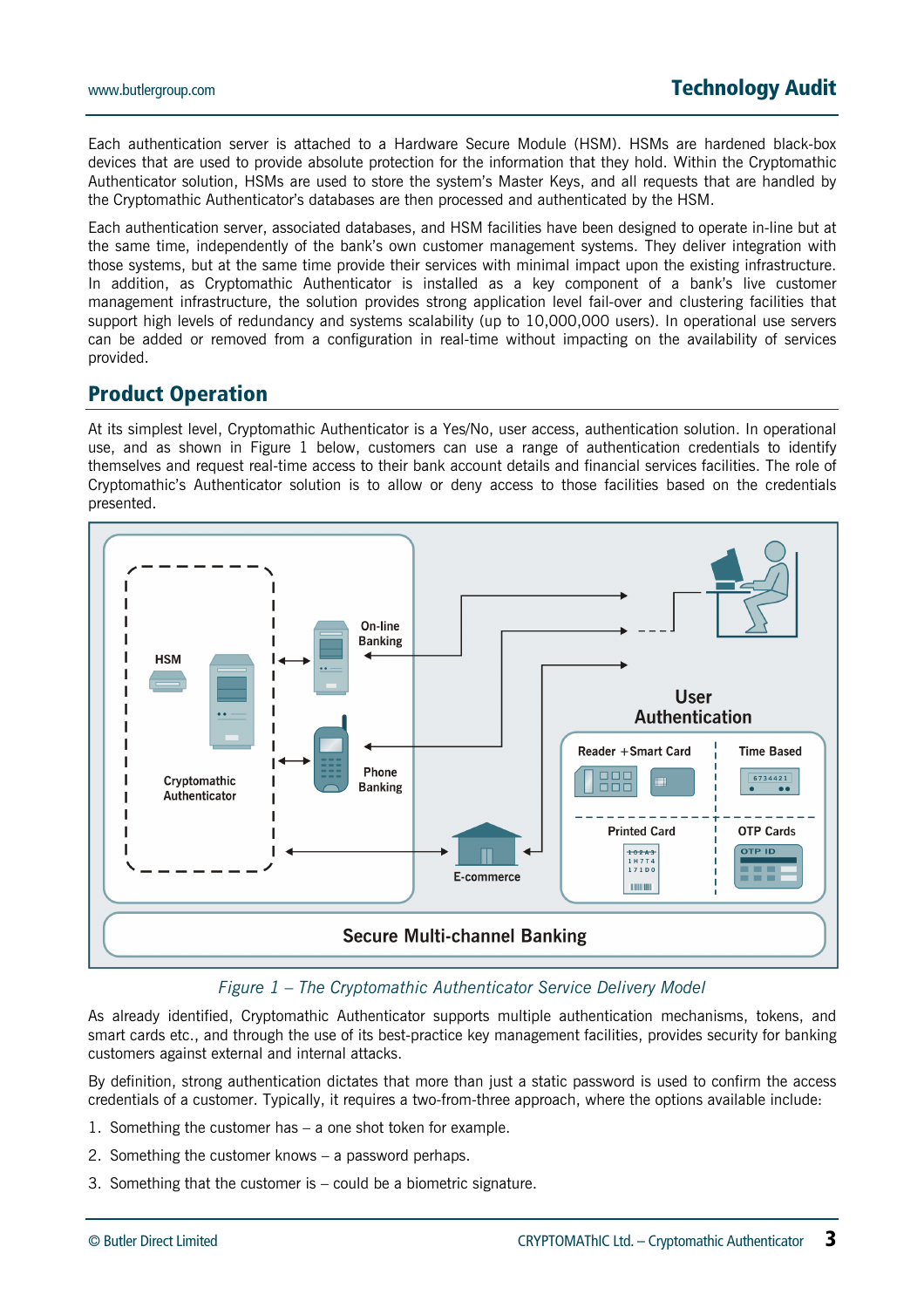Each authentication server is attached to a Hardware Secure Module (HSM). HSMs are hardened black-box devices that are used to provide absolute protection for the information that they hold. Within the Cryptomathic Authenticator solution, HSMs are used to store the system's Master Keys, and all requests that are handled by the Cryptomathic Authenticator's databases are then processed and authenticated by the HSM.

Each authentication server, associated databases, and HSM facilities have been designed to operate in-line but at the same time, independently of the bank's own customer management systems. They deliver integration with those systems, but at the same time provide their services with minimal impact upon the existing infrastructure. In addition, as Cryptomathic Authenticator is installed as a key component of a bank's live customer management infrastructure, the solution provides strong application level fail-over and clustering facilities that support high levels of redundancy and systems scalability (up to 10,000,000 users). In operational use servers can be added or removed from a configuration in real-time without impacting on the availability of services provided.

## Product Operation

At its simplest level, Cryptomathic Authenticator is a Yes/No, user access, authentication solution. In operational use, and as shown in Figure 1 below, customers can use a range of authentication credentials to identify themselves and request real-time access to their bank account details and financial services facilities. The role of Cryptomathic's Authenticator solution is to allow or deny access to those facilities based on the credentials presented.

*Figure 1 – The Cryptomathic Authenticator Service Delivery Model*

As already identified, Cryptomathic Authenticator supports multiple authentication mechanisms, tokens, and smart cards etc., and through the use of its best-practice key management facilities, provides security for banking customers against external and internal attacks.

By definition, strong authentication dictates that more than just a static password is used to confirm the access credentials of a customer. Typically, it requires a two-from-three approach, where the options available include:

1. Something the customer has – a one shot token for example.
2. Something the customer knows – a password perhaps.
3. Something that the customer is – could be a biometric signature.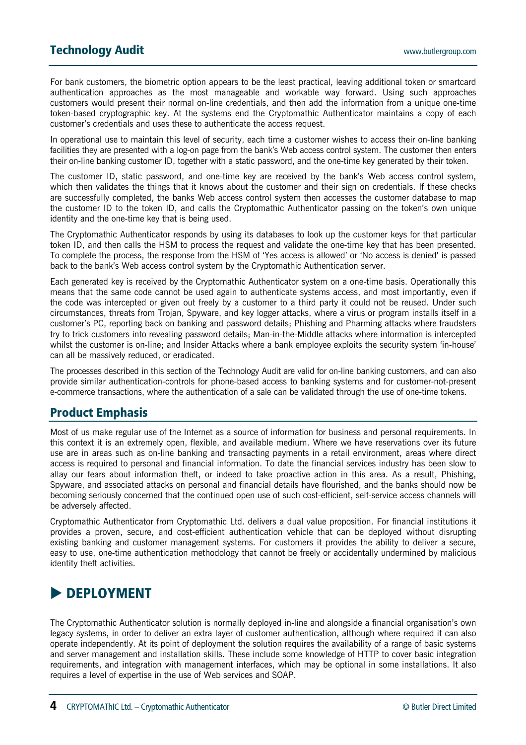For bank customers, the biometric option appears to be the least practical, leaving additional token or smartcard authentication approaches as the most manageable and workable way forward. Using such approaches customers would present their normal on-line credentials, and then add the information from a unique one-time token-based cryptographic key. At the systems end the Cryptomathic Authenticator maintains a copy of each customer's credentials and uses these to authenticate the access request.

In operational use to maintain this level of security, each time a customer wishes to access their on-line banking facilities they are presented with a log-on page from the bank's Web access control system. The customer then enters their on-line banking customer ID, together with a static password, and the one-time key generated by their token.

The customer ID, static password, and one-time key are received by the bank's Web access control system, which then validates the things that it knows about the customer and their sign on credentials. If these checks are successfully completed, the banks Web access control system then accesses the customer database to map the customer ID to the token ID, and calls the Cryptomathic Authenticator passing on the token's own unique identity and the one-time key that is being used.

The Cryptomathic Authenticator responds by using its databases to look up the customer keys for that particular token ID, and then calls the HSM to process the request and validate the one-time key that has been presented. To complete the process, the response from the HSM of 'Yes access is allowed' or 'No access is denied' is passed back to the bank's Web access control system by the Cryptomathic Authentication server.

Each generated key is received by the Cryptomathic Authenticator system on a one-time basis. Operationally this means that the same code cannot be used again to authenticate systems access, and most importantly, even if the code was intercepted or given out freely by a customer to a third party it could not be reused. Under such circumstances, threats from Trojan, Spyware, and key logger attacks, where a virus or program installs itself in a customer's PC, reporting back on banking and password details; Phishing and Pharming attacks where fraudsters try to trick customers into revealing password details; Man-in-the-Middle attacks where information is intercepted whilst the customer is on-line; and Insider Attacks where a bank employee exploits the security system 'in-house' can all be massively reduced, or eradicated.

The processes described in this section of the Technology Audit are valid for on-line banking customers, and can also provide similar authentication-controls for phone-based access to banking systems and for customer-not-present e-commerce transactions, where the authentication of a sale can be validated through the use of one-time tokens.

## Product Emphasis

Most of us make regular use of the Internet as a source of information for business and personal requirements. In this context it is an extremely open, flexible, and available medium. Where we have reservations over its future use are in areas such as on-line banking and transacting payments in a retail environment, areas where direct access is required to personal and financial information. To date the financial services industry has been slow to allay our fears about information theft, or indeed to take proactive action in this area. As a result, Phishing, Spyware, and associated attacks on personal and financial details have flourished, and the banks should now be becoming seriously concerned that the continued open use of such cost-efficient, self-service access channels will be adversely affected.

Cryptomathic Authenticator from Cryptomathic Ltd. delivers a dual value proposition. For financial institutions it provides a proven, secure, and cost-efficient authentication vehicle that can be deployed without disrupting existing banking and customer management systems. For customers it provides the ability to deliver a secure, easy to use, one-time authentication methodology that cannot be freely or accidentally undermined by malicious identity theft activities.

# ▶ DEPLOYMENT

The Cryptomathic Authenticator solution is normally deployed in-line and alongside a financial organisation's own legacy systems, in order to deliver an extra layer of customer authentication, although where required it can also operate independently. At its point of deployment the solution requires the availability of a range of basic systems and server management and installation skills. These include some knowledge of HTTP to cover basic integration requirements, and integration with management interfaces, which may be optional in some installations. It also requires a level of expertise in the use of Web services and SOAP.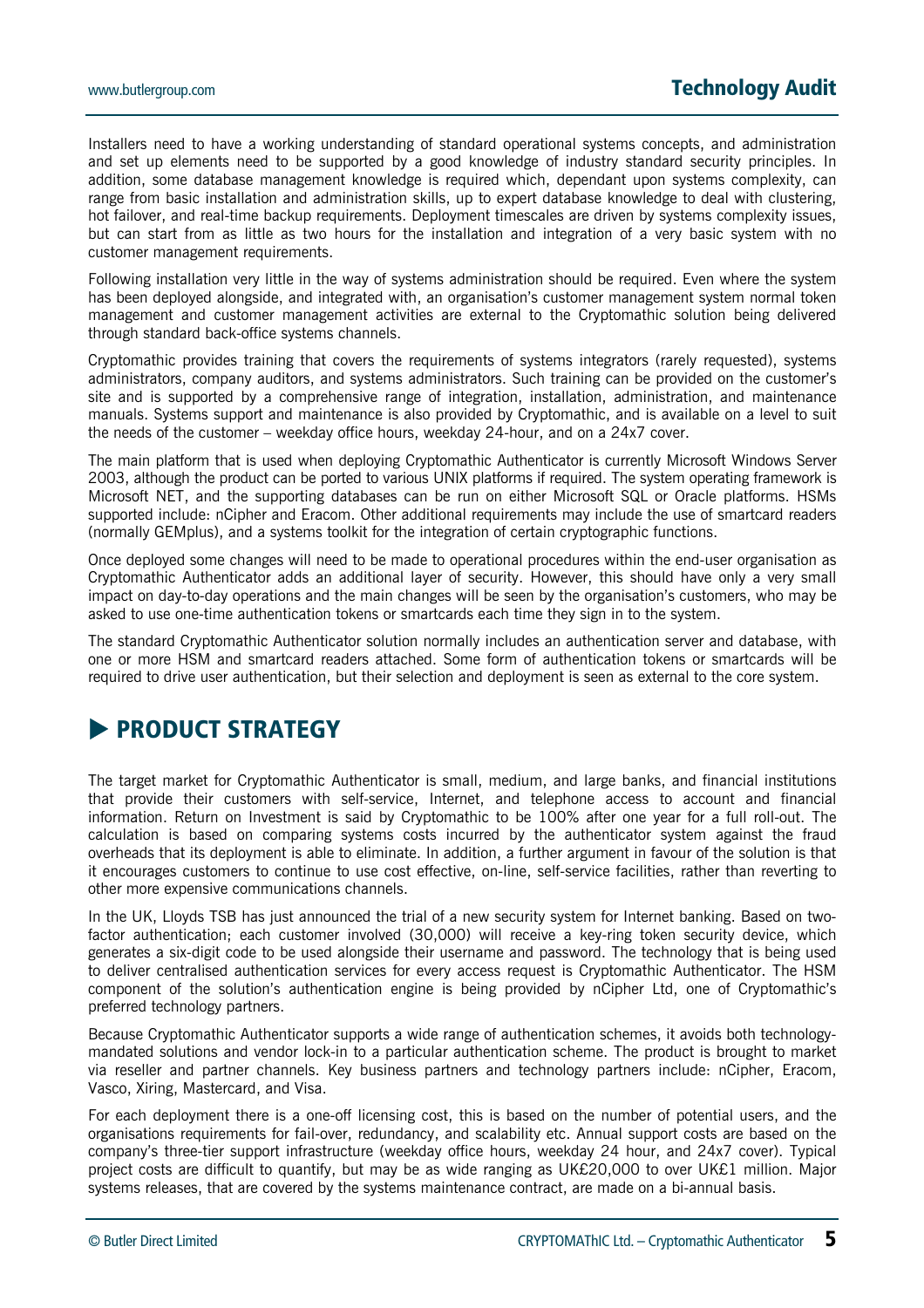Installers need to have a working understanding of standard operational systems concepts, and administration and set up elements need to be supported by a good knowledge of industry standard security principles. In addition, some database management knowledge is required which, dependant upon systems complexity, can range from basic installation and administration skills, up to expert database knowledge to deal with clustering, hot failover, and real-time backup requirements. Deployment timescales are driven by systems complexity issues, but can start from as little as two hours for the installation and integration of a very basic system with no customer management requirements.

Following installation very little in the way of systems administration should be required. Even where the system has been deployed alongside, and integrated with, an organisation's customer management system normal token management and customer management activities are external to the Cryptomathic solution being delivered through standard back-office systems channels.

Cryptomathic provides training that covers the requirements of systems integrators (rarely requested), systems administrators, company auditors, and systems administrators. Such training can be provided on the customer's site and is supported by a comprehensive range of integration, installation, administration, and maintenance manuals. Systems support and maintenance is also provided by Cryptomathic, and is available on a level to suit the needs of the customer – weekday office hours, weekday 24-hour, and on a 24x7 cover.

The main platform that is used when deploying Cryptomathic Authenticator is currently Microsoft Windows Server 2003, although the product can be ported to various UNIX platforms if required. The system operating framework is Microsoft NET, and the supporting databases can be run on either Microsoft SQL or Oracle platforms. HSMs supported include: nCipher and Eracom. Other additional requirements may include the use of smartcard readers (normally GEMplus), and a systems toolkit for the integration of certain cryptographic functions.

Once deployed some changes will need to be made to operational procedures within the end-user organisation as Cryptomathic Authenticator adds an additional layer of security. However, this should have only a very small impact on day-to-day operations and the main changes will be seen by the organisation's customers, who may be asked to use one-time authentication tokens or smartcards each time they sign in to the system.

The standard Cryptomathic Authenticator solution normally includes an authentication server and database, with one or more HSM and smartcard readers attached. Some form of authentication tokens or smartcards will be required to drive user authentication, but their selection and deployment is seen as external to the core system.

## ▶ PRODUCT STRATEGY

The target market for Cryptomathic Authenticator is small, medium, and large banks, and financial institutions that provide their customers with self-service, Internet, and telephone access to account and financial information. Return on Investment is said by Cryptomathic to be 100% after one year for a full roll-out. The calculation is based on comparing systems costs incurred by the authenticator system against the fraud overheads that its deployment is able to eliminate. In addition, a further argument in favour of the solution is that it encourages customers to continue to use cost effective, on-line, self-service facilities, rather than reverting to other more expensive communications channels.

In the UK, Lloyds TSB has just announced the trial of a new security system for Internet banking. Based on two-factor authentication; each customer involved (30,000) will receive a key-ring token security device, which generates a six-digit code to be used alongside their username and password. The technology that is being used to deliver centralised authentication services for every access request is Cryptomathic Authenticator. The HSM component of the solution's authentication engine is being provided by nCipher Ltd, one of Cryptomathic's preferred technology partners.

Because Cryptomathic Authenticator supports a wide range of authentication schemes, it avoids both technology-mandated solutions and vendor lock-in to a particular authentication scheme. The product is brought to market via reseller and partner channels. Key business partners and technology partners include: nCipher, Eracom, Vasco, Xiring, Mastercard, and Visa.

For each deployment there is a one-off licensing cost, this is based on the number of potential users, and the organisations requirements for fail-over, redundancy, and scalability etc. Annual support costs are based on the company's three-tier support infrastructure (weekday office hours, weekday 24 hour, and 24x7 cover). Typical project costs are difficult to quantify, but may be as wide ranging as UK£20,000 to over UK£1 million. Major systems releases, that are covered by the systems maintenance contract, are made on a bi-annual basis.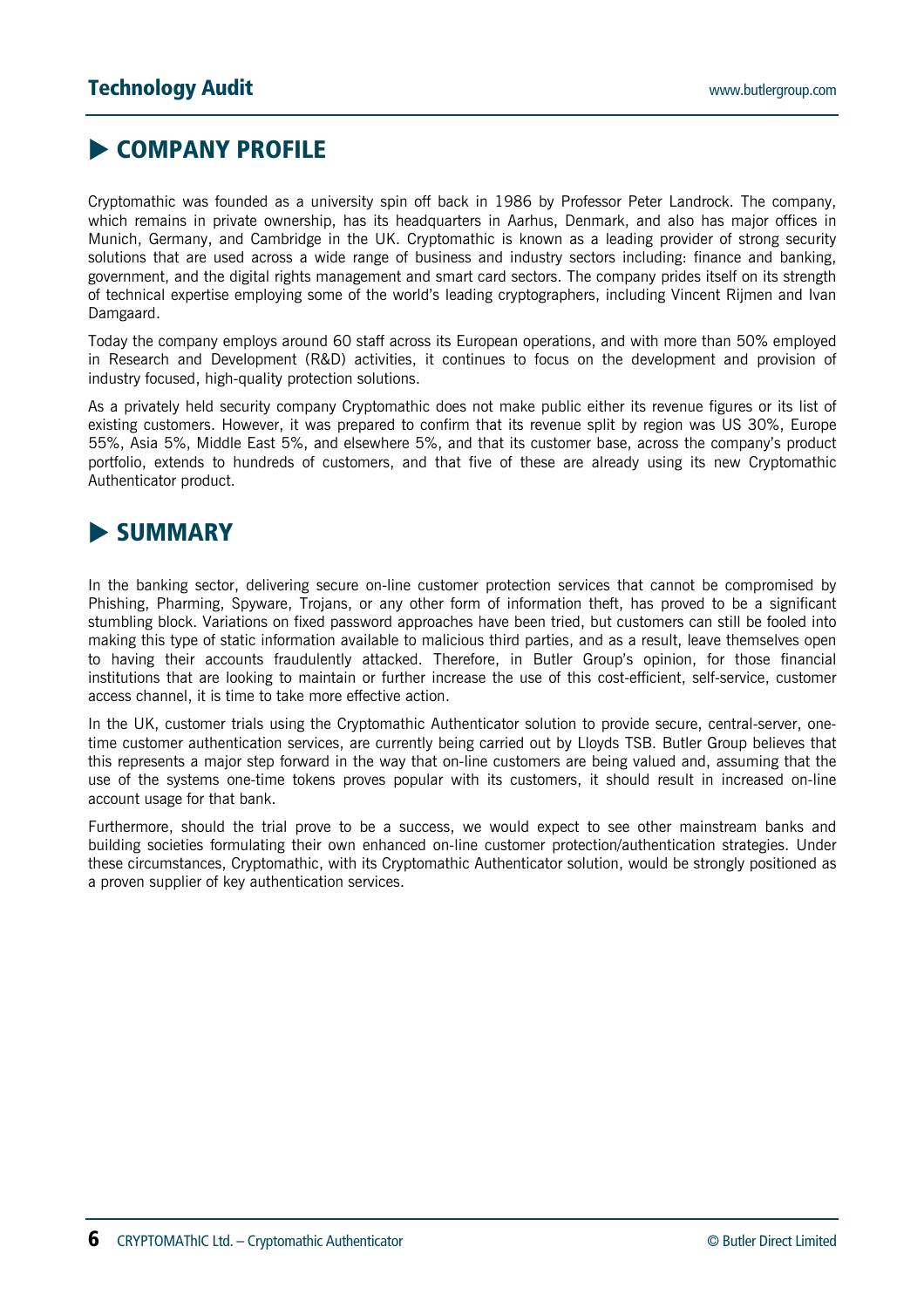## ▶ COMPANY PROFILE

Cryptomathic was founded as a university spin off back in 1986 by Professor Peter Landrock. The company, which remains in private ownership, has its headquarters in Aarhus, Denmark, and also has major offices in Munich, Germany, and Cambridge in the UK. Cryptomathic is known as a leading provider of strong security solutions that are used across a wide range of business and industry sectors including: finance and banking, government, and the digital rights management and smart card sectors. The company prides itself on its strength of technical expertise employing some of the world's leading cryptographers, including Vincent Rijmen and Ivan Damgaard.

Today the company employs around 60 staff across its European operations, and with more than 50% employed in Research and Development (R&D) activities, it continues to focus on the development and provision of industry focused, high-quality protection solutions.

As a privately held security company Cryptomathic does not make public either its revenue figures or its list of existing customers. However, it was prepared to confirm that its revenue split by region was US 30%, Europe 55%, Asia 5%, Middle East 5%, and elsewhere 5%, and that its customer base, across the company's product portfolio, extends to hundreds of customers, and that five of these are already using its new Cryptomathic Authenticator product.

## ▶ SUMMARY

In the banking sector, delivering secure on-line customer protection services that cannot be compromised by Phishing, Pharming, Spyware, Trojans, or any other form of information theft, has proved to be a significant stumbling block. Variations on fixed password approaches have been tried, but customers can still be fooled into making this type of static information available to malicious third parties, and as a result, leave themselves open to having their accounts fraudulently attacked. Therefore, in Butler Group's opinion, for those financial institutions that are looking to maintain or further increase the use of this cost-efficient, self-service, customer access channel, it is time to take more effective action.

In the UK, customer trials using the Cryptomathic Authenticator solution to provide secure, central-server, one-time customer authentication services, are currently being carried out by Lloyds TSB. Butler Group believes that this represents a major step forward in the way that on-line customers are being valued and, assuming that the use of the systems one-time tokens proves popular with its customers, it should result in increased on-line account usage for that bank.

Furthermore, should the trial prove to be a success, we would expect to see other mainstream banks and building societies formulating their own enhanced on-line customer protection/authentication strategies. Under these circumstances, Cryptomathic, with its Cryptomathic Authenticator solution, would be strongly positioned as a proven supplier of key authentication services.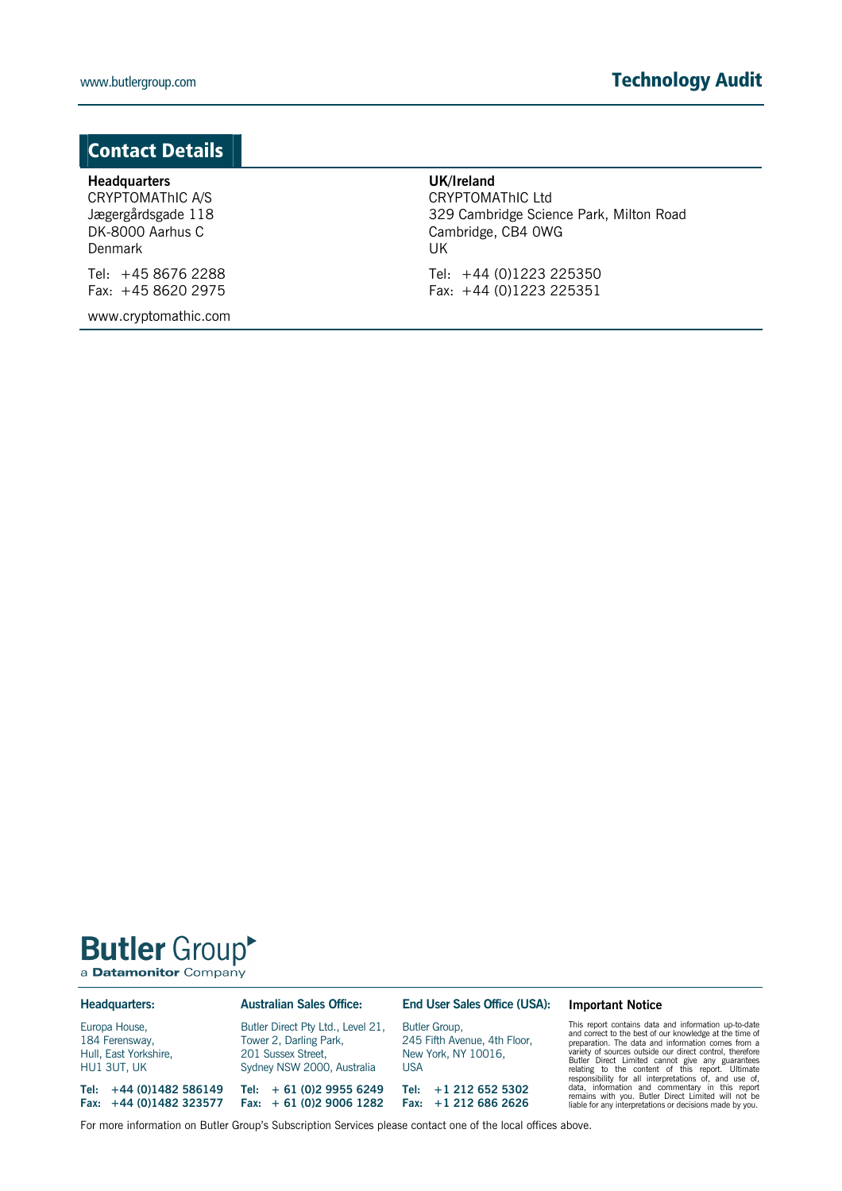## Contact Details

**Headquarters**
CRYPTOMAThIC A/S
Jægergårdsgade 118
DK-8000 Aarhus C
Denmark

Tel: +45 8676 2288
Fax: +45 8620 2975

www.cryptomathic.com

**UK/Ireland**
CRYPTOMAThIC Ltd
329 Cambridge Science Park, Milton Road
Cambridge, CB4 0WG
UK

Tel: +44 (0)1223 225350
Fax: +44 (0)1223 225351

**Butler Group**
a **Datamonitor** Company

**Headquarters:**

Europa House,
184 Ferensway,
Hull, East Yorkshire,
HU1 3UT, UK

**Tel: +44 (0)1482 586149**
**Fax: +44 (0)1482 323577**

**Australian Sales Office:**

Butler Direct Pty Ltd., Level 21,
Tower 2, Darling Park,
201 Sussex Street,
Sydney NSW 2000, Australia

**Tel: + 61 (0)2 9955 6249**
**Fax: + 61 (0)2 9006 1282**

**End User Sales Office (USA):**

Butler Group,
245 Fifth Avenue, 4th Floor,
New York, NY 10016,
USA

**Tel: +1 212 652 5302**
**Fax: +1 212 686 2626**

**Important Notice**

This report contains data and information up-to-date and correct to the best of our knowledge at the time of preparation. The data and information comes from a variety of sources outside our direct control, therefore Butler Direct Limited cannot give any guarantees relating to the content of this report. Ultimate responsibility for all interpretations of, and use of, data, information and commentary in this report remains with you. Butler Direct Limited will not be liable for any interpretations or decisions made by you.

For more information on Butler Group's Subscription Services please contact one of the local offices above.